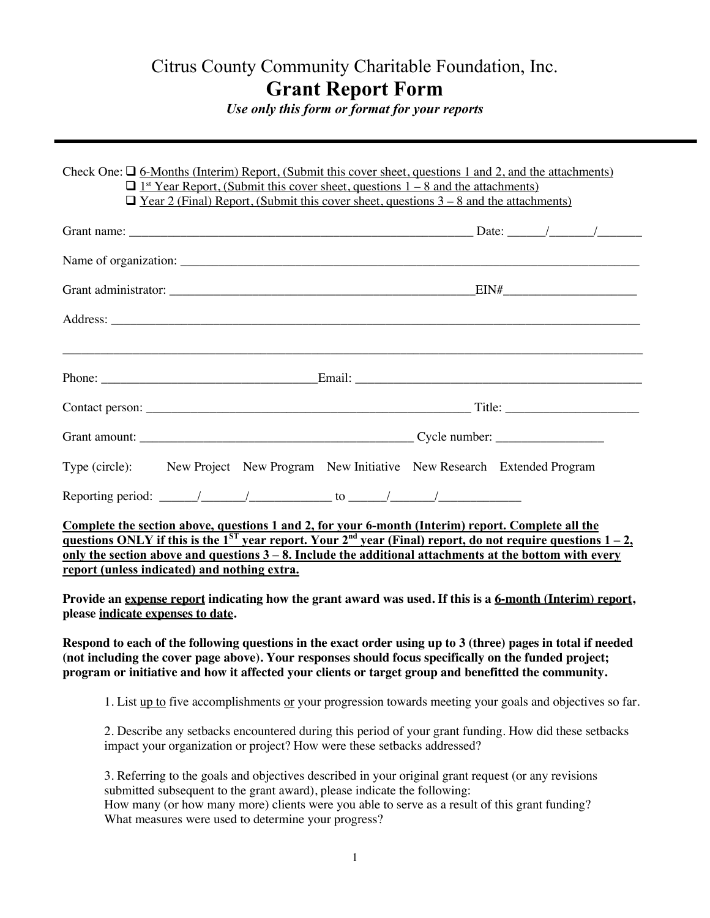Citrus County Community Charitable Foundation, Inc.

# Grant Report Form

***Use only this form or format for your reports***

---

Check One:
- ❑ 6-Months (Interim) Report, (Submit this cover sheet, questions 1 and 2, and the attachments)
- ❑ 1st Year Report, (Submit this cover sheet, questions 1 – 8 and the attachments)
- ❑ Year 2 (Final) Report, (Submit this cover sheet, questions 3 – 8 and the attachments)

Grant name: ______________________________________________________ Date: ______/_______/_______

Name of organization: ___________________________________________________________________________

Grant administrator: _________________________________________________EIN#_____________________

Address: ________________________________________________________________________________________

_______________________________________________________________________________________________

Phone: __________________________________Email: ______________________________________________

Contact person: ____________________________________________________ Title: _____________________

Grant amount: ____________________________________________ Cycle number: _________________

Type (circle): New Project New Program New Initiative New Research Extended Program

Reporting period: ______/_______/_____________ to ______/_______/_____________

**Complete the section above, questions 1 and 2, for your 6-month (Interim) report. Complete all the questions ONLY if this is the 1ST year report. Your 2nd year (Final) report, do not require questions 1 – 2, only the section above and questions 3 – 8. Include the additional attachments at the bottom with every report (unless indicated) and nothing extra.**

**Provide an expense report indicating how the grant award was used. If this is a 6-month (Interim) report, please indicate expenses to date.**

**Respond to each of the following questions in the exact order using up to 3 (three) pages in total if needed (not including the cover page above). Your responses should focus specifically on the funded project; program or initiative and how it affected your clients or target group and benefitted the community.**

1. List up to five accomplishments or your progression towards meeting your goals and objectives so far.

2. Describe any setbacks encountered during this period of your grant funding. How did these setbacks impact your organization or project? How were these setbacks addressed?

3. Referring to the goals and objectives described in your original grant request (or any revisions submitted subsequent to the grant award), please indicate the following:
How many (or how many more) clients were you able to serve as a result of this grant funding?
What measures were used to determine your progress?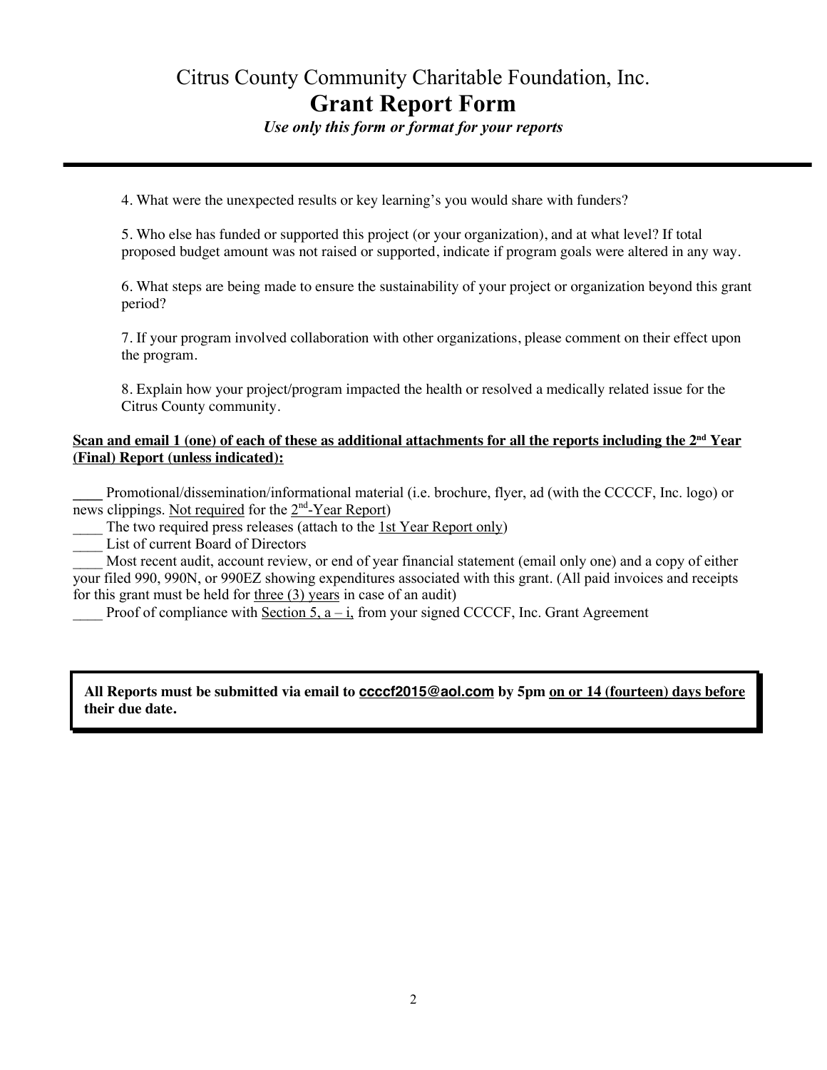# Citrus County Community Charitable Foundation, Inc.

## Grant Report Form

*Use only this form or format for your reports*

---

4. What were the unexpected results or key learning's you would share with funders?

5. Who else has funded or supported this project (or your organization), and at what level? If total proposed budget amount was not raised or supported, indicate if program goals were altered in any way.

6. What steps are being made to ensure the sustainability of your project or organization beyond this grant period?

7. If your program involved collaboration with other organizations, please comment on their effect upon the program.

8. Explain how your project/program impacted the health or resolved a medically related issue for the Citrus County community.

**<u>Scan and email 1 (one) of each of these as additional attachments for all the reports including the 2nd Year (Final) Report (unless indicated):</u>**

____ Promotional/dissemination/informational material (i.e. brochure, flyer, ad (with the CCCCF, Inc. logo) or news clippings. <u>Not required</u> for the <u>2nd-Year Report</u>)

____ The two required press releases (attach to the <u>1st Year Report only</u>)

____ List of current Board of Directors

____ Most recent audit, account review, or end of year financial statement (email only one) and a copy of either your filed 990, 990N, or 990EZ showing expenditures associated with this grant. (All paid invoices and receipts for this grant must be held for <u>three (3) years</u> in case of an audit)

____ Proof of compliance with <u>Section 5, a – i,</u> from your signed CCCCF, Inc. Grant Agreement

**All Reports must be submitted via email to <u>ccccf2015@aol.com</u> by 5pm <u>on or 14 (fourteen) days before</u> their due date.**